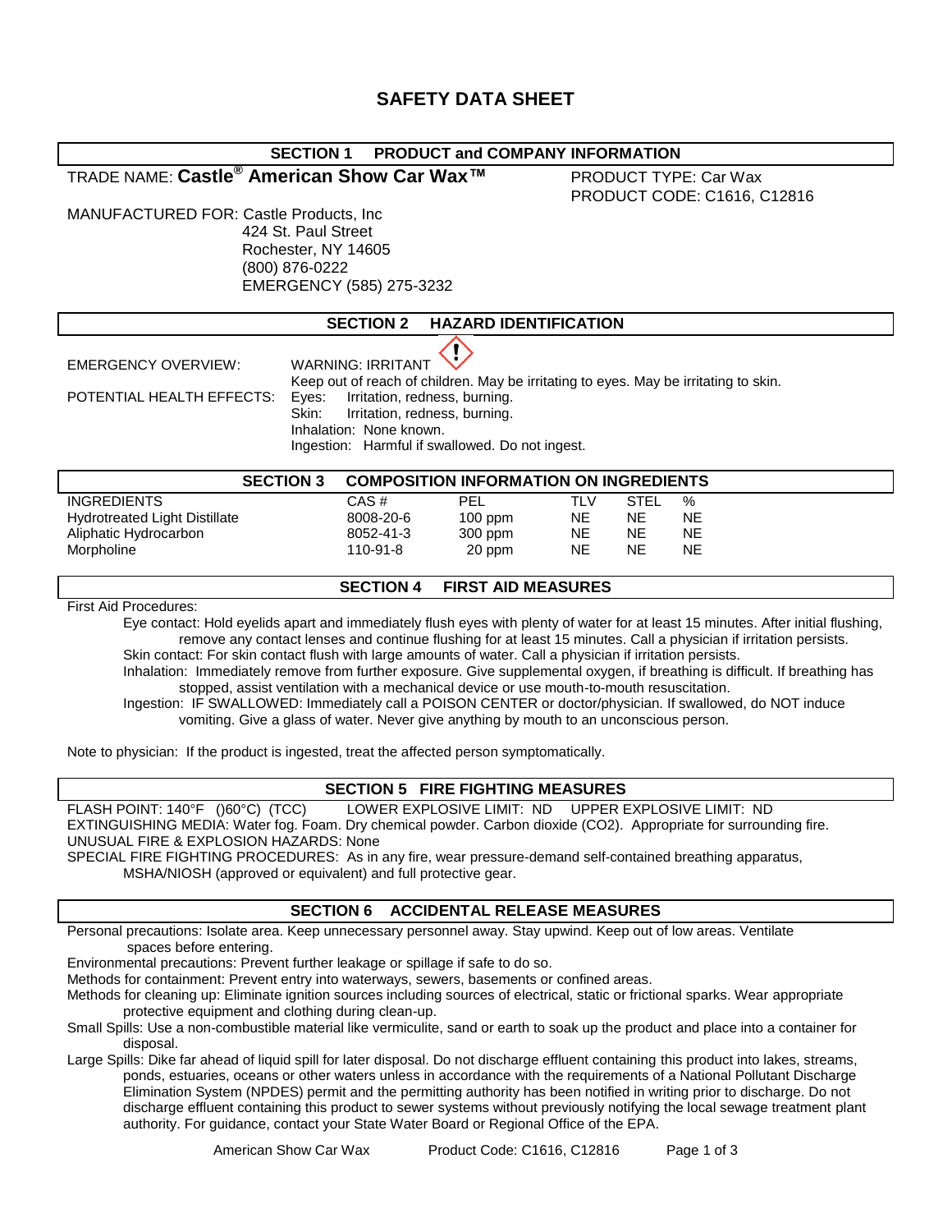# SAFETY DATA SHEET

## SECTION 1 PRODUCT and COMPANY INFORMATION

TRADE NAME: **Castle® American Show Car Wax™**

PRODUCT TYPE: Car Wax
PRODUCT CODE: C1616, C12816

MANUFACTURED FOR: Castle Products, Inc
424 St. Paul Street
Rochester, NY 14605
(800) 876-0222
EMERGENCY (585) 275-3232

## SECTION 2 HAZARD IDENTIFICATION

EMERGENCY OVERVIEW: WARNING: IRRITANT
Keep out of reach of children. May be irritating to eyes. May be irritating to skin.

POTENTIAL HEALTH EFFECTS:
Eyes: Irritation, redness, burning.
Skin: Irritation, redness, burning.
Inhalation: None known.
Ingestion: Harmful if swallowed. Do not ingest.

## SECTION 3 COMPOSITION INFORMATION ON INGREDIENTS

| INGREDIENTS | CAS # | PEL | TLV | STEL | % |
|---|---|---|---|---|---|
| Hydrotreated Light Distillate | 8008-20-6 | 100 ppm | NE | NE | NE |
| Aliphatic Hydrocarbon | 8052-41-3 | 300 ppm | NE | NE | NE |
| Morpholine | 110-91-8 | 20 ppm | NE | NE | NE |

## SECTION 4 FIRST AID MEASURES

First Aid Procedures:

Eye contact: Hold eyelids apart and immediately flush eyes with plenty of water for at least 15 minutes. After initial flushing, remove any contact lenses and continue flushing for at least 15 minutes. Call a physician if irritation persists.

Skin contact: For skin contact flush with large amounts of water. Call a physician if irritation persists.

Inhalation: Immediately remove from further exposure. Give supplemental oxygen, if breathing is difficult. If breathing has stopped, assist ventilation with a mechanical device or use mouth-to-mouth resuscitation.

Ingestion: IF SWALLOWED: Immediately call a POISON CENTER or doctor/physician. If swallowed, do NOT induce vomiting. Give a glass of water. Never give anything by mouth to an unconscious person.

Note to physician: If the product is ingested, treat the affected person symptomatically.

## SECTION 5 FIRE FIGHTING MEASURES

FLASH POINT: 140°F ()60°C) (TCC) LOWER EXPLOSIVE LIMIT: ND UPPER EXPLOSIVE LIMIT: ND

EXTINGUISHING MEDIA: Water fog. Foam. Dry chemical powder. Carbon dioxide ($CO_2$). Appropriate for surrounding fire.

UNUSUAL FIRE & EXPLOSION HAZARDS: None

SPECIAL FIRE FIGHTING PROCEDURES: As in any fire, wear pressure-demand self-contained breathing apparatus, MSHA/NIOSH (approved or equivalent) and full protective gear.

## SECTION 6 ACCIDENTAL RELEASE MEASURES

Personal precautions: Isolate area. Keep unnecessary personnel away. Stay upwind. Keep out of low areas. Ventilate spaces before entering.

Environmental precautions: Prevent further leakage or spillage if safe to do so.

Methods for containment: Prevent entry into waterways, sewers, basements or confined areas.

Methods for cleaning up: Eliminate ignition sources including sources of electrical, static or frictional sparks. Wear appropriate protective equipment and clothing during clean-up.

Small Spills: Use a non-combustible material like vermiculite, sand or earth to soak up the product and place into a container for disposal.

Large Spills: Dike far ahead of liquid spill for later disposal. Do not discharge effluent containing this product into lakes, streams, ponds, estuaries, oceans or other waters unless in accordance with the requirements of a National Pollutant Discharge Elimination System (NPDES) permit and the permitting authority has been notified in writing prior to discharge. Do not discharge effluent containing this product to sewer systems without previously notifying the local sewage treatment plant authority. For guidance, contact your State Water Board or Regional Office of the EPA.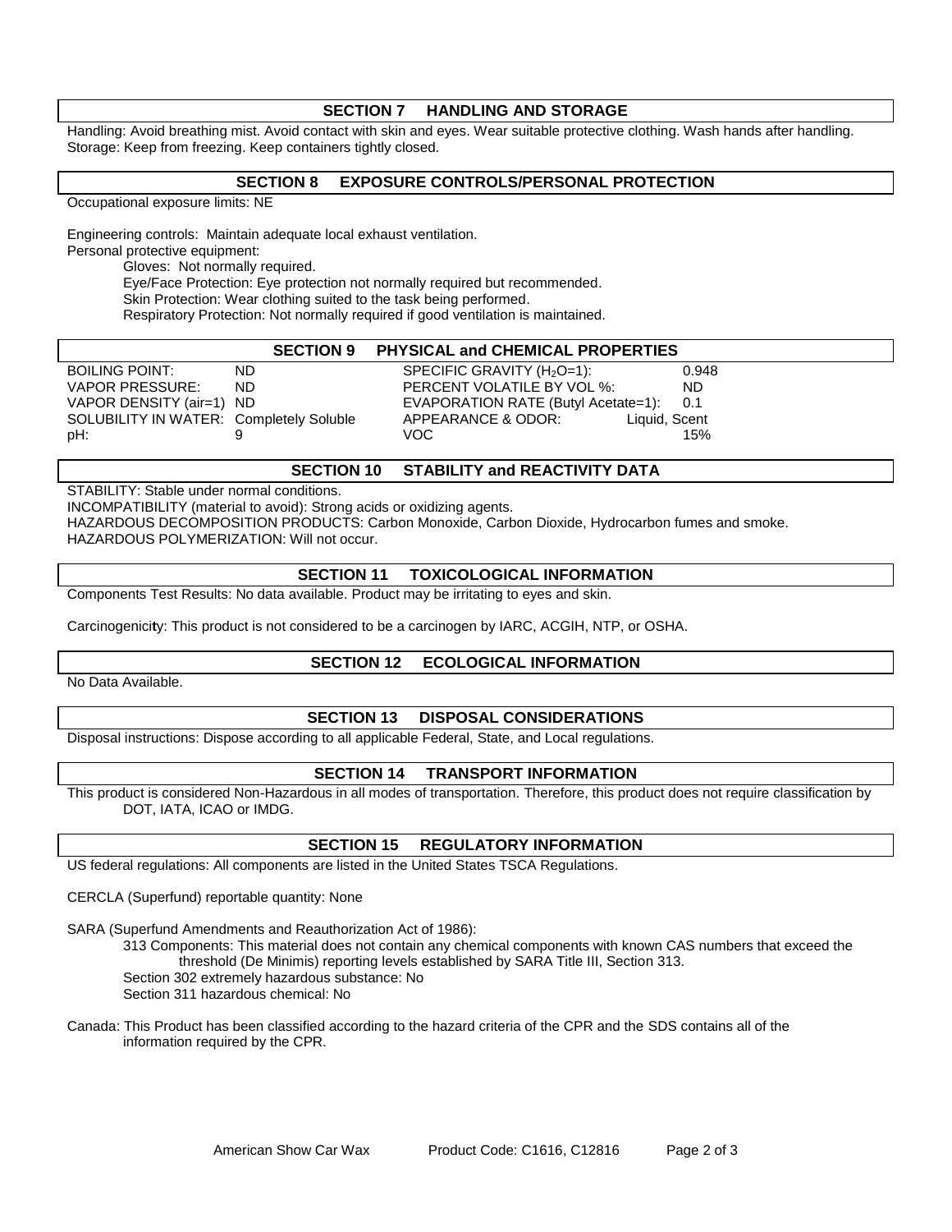## SECTION 7 HANDLING AND STORAGE

Handling: Avoid breathing mist. Avoid contact with skin and eyes. Wear suitable protective clothing. Wash hands after handling.
Storage: Keep from freezing. Keep containers tightly closed.

## SECTION 8 EXPOSURE CONTROLS/PERSONAL PROTECTION

Occupational exposure limits: NE

Engineering controls: Maintain adequate local exhaust ventilation.
Personal protective equipment:

- Gloves: Not normally required.
- Eye/Face Protection: Eye protection not normally required but recommended.
- Skin Protection: Wear clothing suited to the task being performed.
- Respiratory Protection: Not normally required if good ventilation is maintained.

## SECTION 9 PHYSICAL and CHEMICAL PROPERTIES

| | | | |
|---|---|---|---|
| BOILING POINT: | ND | SPECIFIC GRAVITY ($H_2O$=1): | 0.948 |
| VAPOR PRESSURE: | ND | PERCENT VOLATILE BY VOL %: | ND |
| VAPOR DENSITY (air=1) | ND | EVAPORATION RATE (Butyl Acetate=1): | 0.1 |
| SOLUBILITY IN WATER: | Completely Soluble | APPEARANCE & ODOR: | Liquid, Scent |
| pH: | 9 | VOC | 15% |

## SECTION 10 STABILITY and REACTIVITY DATA

STABILITY: Stable under normal conditions.
INCOMPATIBILITY (material to avoid): Strong acids or oxidizing agents.
HAZARDOUS DECOMPOSITION PRODUCTS: Carbon Monoxide, Carbon Dioxide, Hydrocarbon fumes and smoke.
HAZARDOUS POLYMERIZATION: Will not occur.

## SECTION 11 TOXICOLOGICAL INFORMATION

Components Test Results: No data available. Product may be irritating to eyes and skin.

Carcinogenicity: This product is not considered to be a carcinogen by IARC, ACGIH, NTP, or OSHA.

## SECTION 12 ECOLOGICAL INFORMATION

No Data Available.

## SECTION 13 DISPOSAL CONSIDERATIONS

Disposal instructions: Dispose according to all applicable Federal, State, and Local regulations.

## SECTION 14 TRANSPORT INFORMATION

This product is considered Non-Hazardous in all modes of transportation. Therefore, this product does not require classification by DOT, IATA, ICAO or IMDG.

## SECTION 15 REGULATORY INFORMATION

US federal regulations: All components are listed in the United States TSCA Regulations.

CERCLA (Superfund) reportable quantity: None

SARA (Superfund Amendments and Reauthorization Act of 1986):

- 313 Components: This material does not contain any chemical components with known CAS numbers that exceed the threshold (De Minimis) reporting levels established by SARA Title III, Section 313.
- Section 302 extremely hazardous substance: No
- Section 311 hazardous chemical: No

Canada: This Product has been classified according to the hazard criteria of the CPR and the SDS contains all of the information required by the CPR.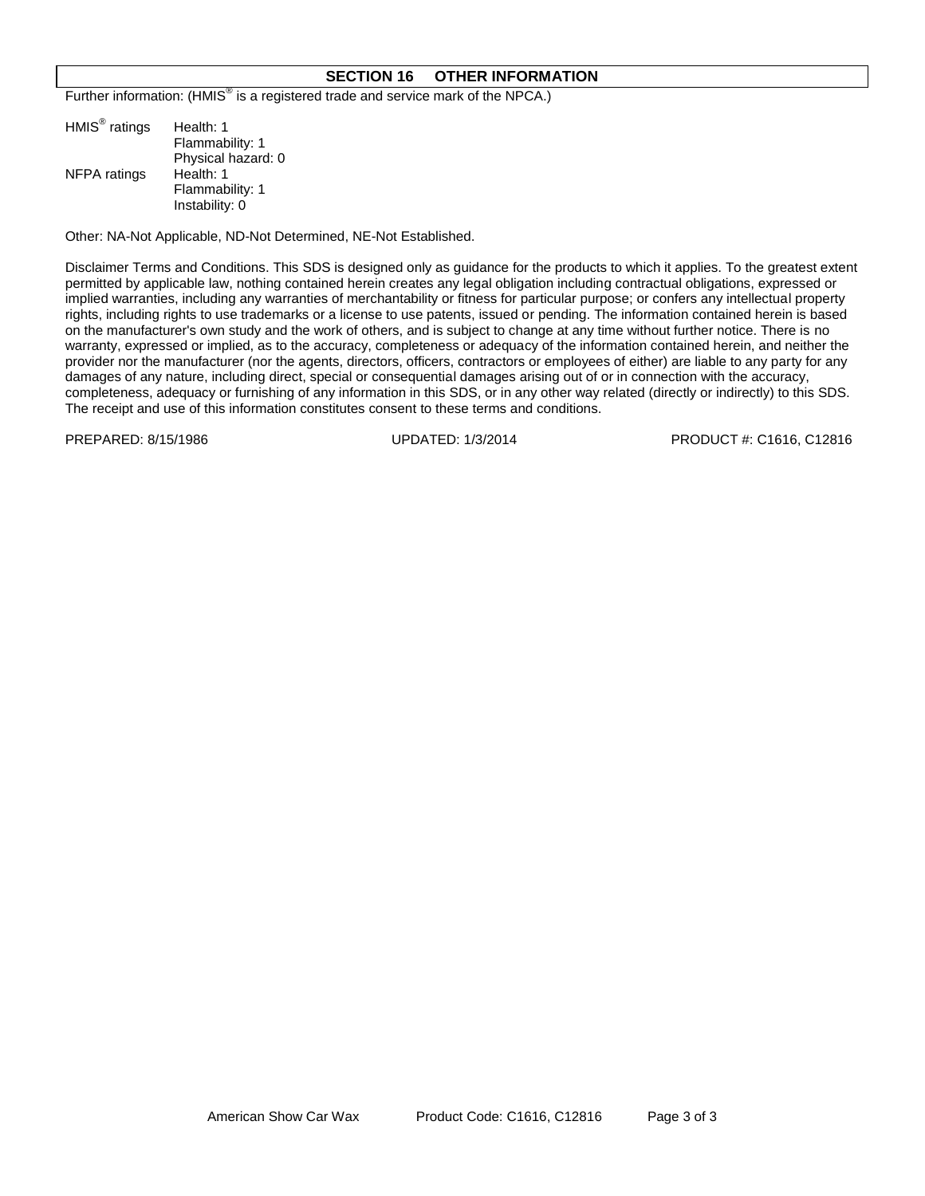## SECTION 16 OTHER INFORMATION

Further information: (HMIS® is a registered trade and service mark of the NPCA.)

| | |
|---|---|
| HMIS® ratings | Health: 1 |
| | Flammability: 1 |
| | Physical hazard: 0 |
| NFPA ratings | Health: 1 |
| | Flammability: 1 |
| | Instability: 0 |

Other: NA-Not Applicable, ND-Not Determined, NE-Not Established.

Disclaimer Terms and Conditions. This SDS is designed only as guidance for the products to which it applies. To the greatest extent permitted by applicable law, nothing contained herein creates any legal obligation including contractual obligations, expressed or implied warranties, including any warranties of merchantability or fitness for particular purpose; or confers any intellectual property rights, including rights to use trademarks or a license to use patents, issued or pending. The information contained herein is based on the manufacturer's own study and the work of others, and is subject to change at any time without further notice. There is no warranty, expressed or implied, as to the accuracy, completeness or adequacy of the information contained herein, and neither the provider nor the manufacturer (nor the agents, directors, officers, contractors or employees of either) are liable to any party for any damages of any nature, including direct, special or consequential damages arising out of or in connection with the accuracy, completeness, adequacy or furnishing of any information in this SDS, or in any other way related (directly or indirectly) to this SDS. The receipt and use of this information constitutes consent to these terms and conditions.

PREPARED: 8/15/1986 UPDATED: 1/3/2014 PRODUCT #: C1616, C12816